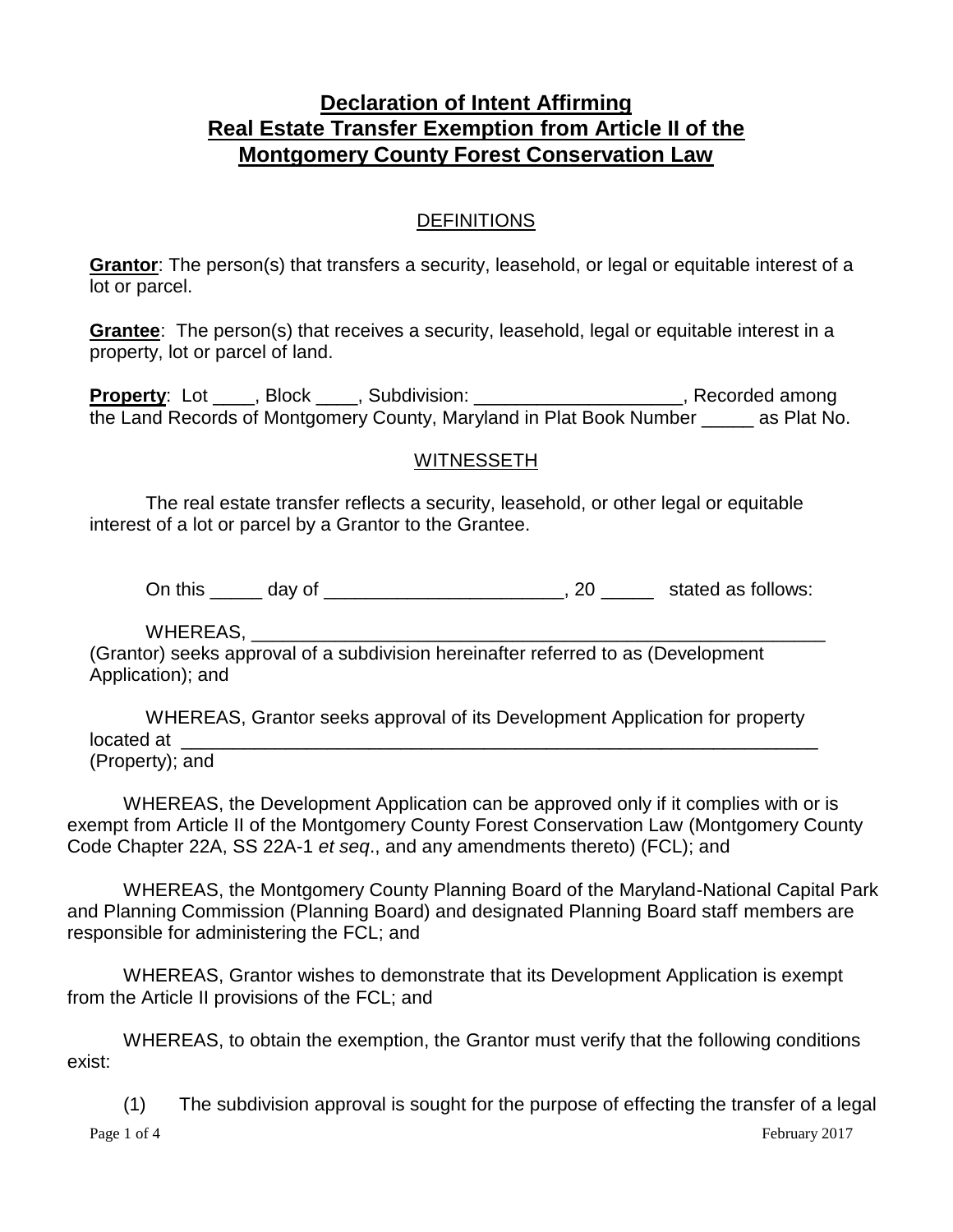# **Declaration of Intent Affirming Real Estate Transfer Exemption from Article II of the Montgomery County Forest Conservation Law**

## DEFINITIONS

**Grantor**: The person(s) that transfers a security, leasehold, or legal or equitable interest of a lot or parcel.

**Grantee**: The person(s) that receives a security, leasehold, legal or equitable interest in a property, lot or parcel of land.

**Property**: Lot ____, Block ____, Subdivision: ____________________, Recorded among the Land Records of Montgomery County, Maryland in Plat Book Number _____ as Plat No.

## WITNESSETH

The real estate transfer reflects a security, leasehold, or other legal or equitable interest of a lot or parcel by a Grantor to the Grantee.

On this _____ day of _______________________, 20 _____ stated as follows:

WHEREAS, ___________________________________________________________ (Grantor) seeks approval of a subdivision hereinafter referred to as (Development Application); and

WHEREAS, Grantor seeks approval of its Development Application for property located at _________________________________________________________________ (Property); and

WHEREAS, the Development Application can be approved only if it complies with or is exempt from Article II of the Montgomery County Forest Conservation Law (Montgomery County Code Chapter 22A, SS 22A-1 *et seq*., and any amendments thereto) (FCL); and

WHEREAS, the Montgomery County Planning Board of the Maryland-National Capital Park and Planning Commission (Planning Board) and designated Planning Board staff members are responsible for administering the FCL; and

WHEREAS, Grantor wishes to demonstrate that its Development Application is exempt from the Article II provisions of the FCL; and

WHEREAS, to obtain the exemption, the Grantor must verify that the following conditions exist:

(1) The subdivision approval is sought for the purpose of effecting the transfer of a legal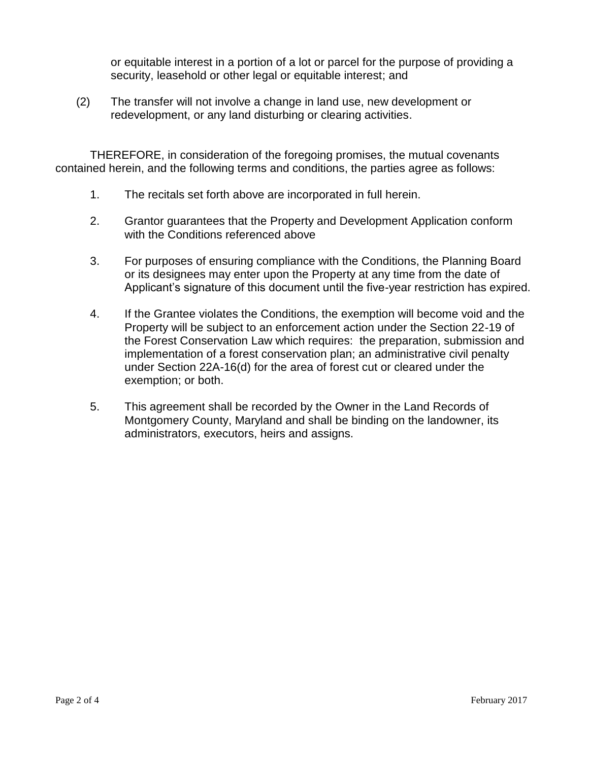or equitable interest in a portion of a lot or parcel for the purpose of providing a security, leasehold or other legal or equitable interest; and

(2) The transfer will not involve a change in land use, new development or redevelopment, or any land disturbing or clearing activities.

THEREFORE, in consideration of the foregoing promises, the mutual covenants contained herein, and the following terms and conditions, the parties agree as follows:

1. The recitals set forth above are incorporated in full herein.

2. Grantor guarantees that the Property and Development Application conform with the Conditions referenced above

3. For purposes of ensuring compliance with the Conditions, the Planning Board or its designees may enter upon the Property at any time from the date of Applicant's signature of this document until the five-year restriction has expired.

4. If the Grantee violates the Conditions, the exemption will become void and the Property will be subject to an enforcement action under the Section 22-19 of the Forest Conservation Law which requires: the preparation, submission and implementation of a forest conservation plan; an administrative civil penalty under Section 22A-16(d) for the area of forest cut or cleared under the exemption; or both.

5. This agreement shall be recorded by the Owner in the Land Records of Montgomery County, Maryland and shall be binding on the landowner, its administrators, executors, heirs and assigns.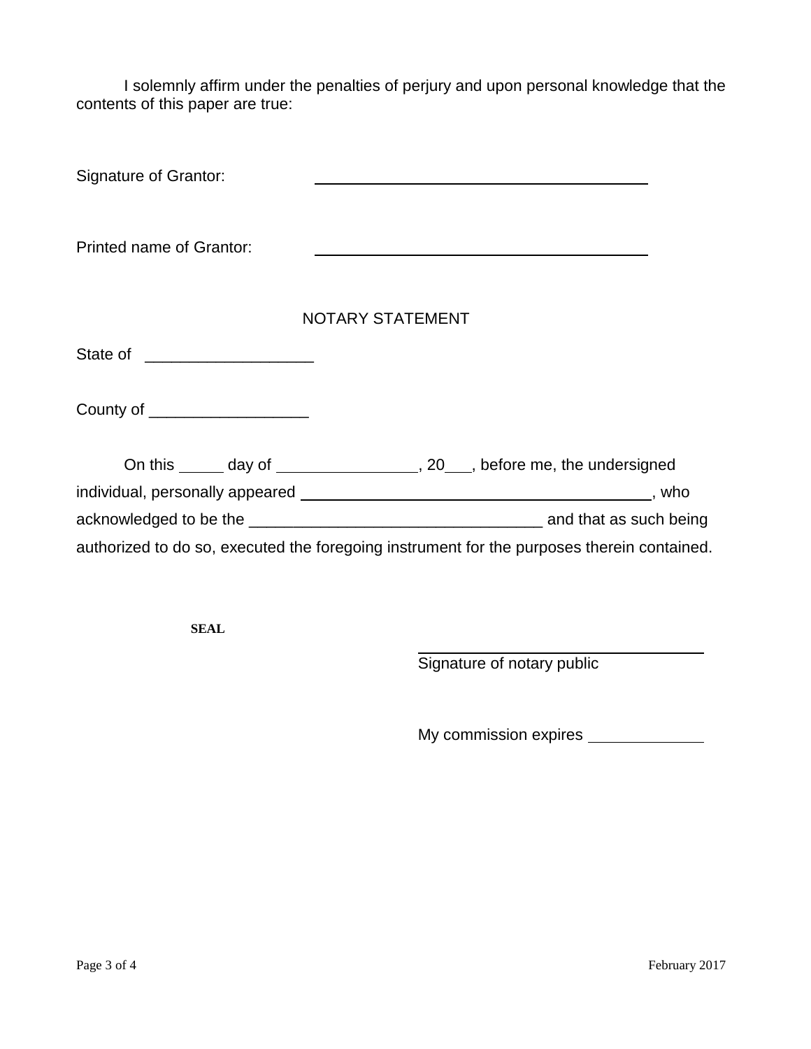I solemnly affirm under the penalties of perjury and upon personal knowledge that the contents of this paper are true:

Signature of Grantor: ________________________________________

Printed name of Grantor: ________________________________________

NOTARY STATEMENT

State of ___________________

County of __________________

On this _____ day of ________________, 20___, before me, the undersigned individual, personally appeared ________________________________________, who acknowledged to be the _________________________________ and that as such being authorized to do so, executed the foregoing instrument for the purposes therein contained.

**SEAL**

_________________________________
Signature of notary public

My commission expires ______________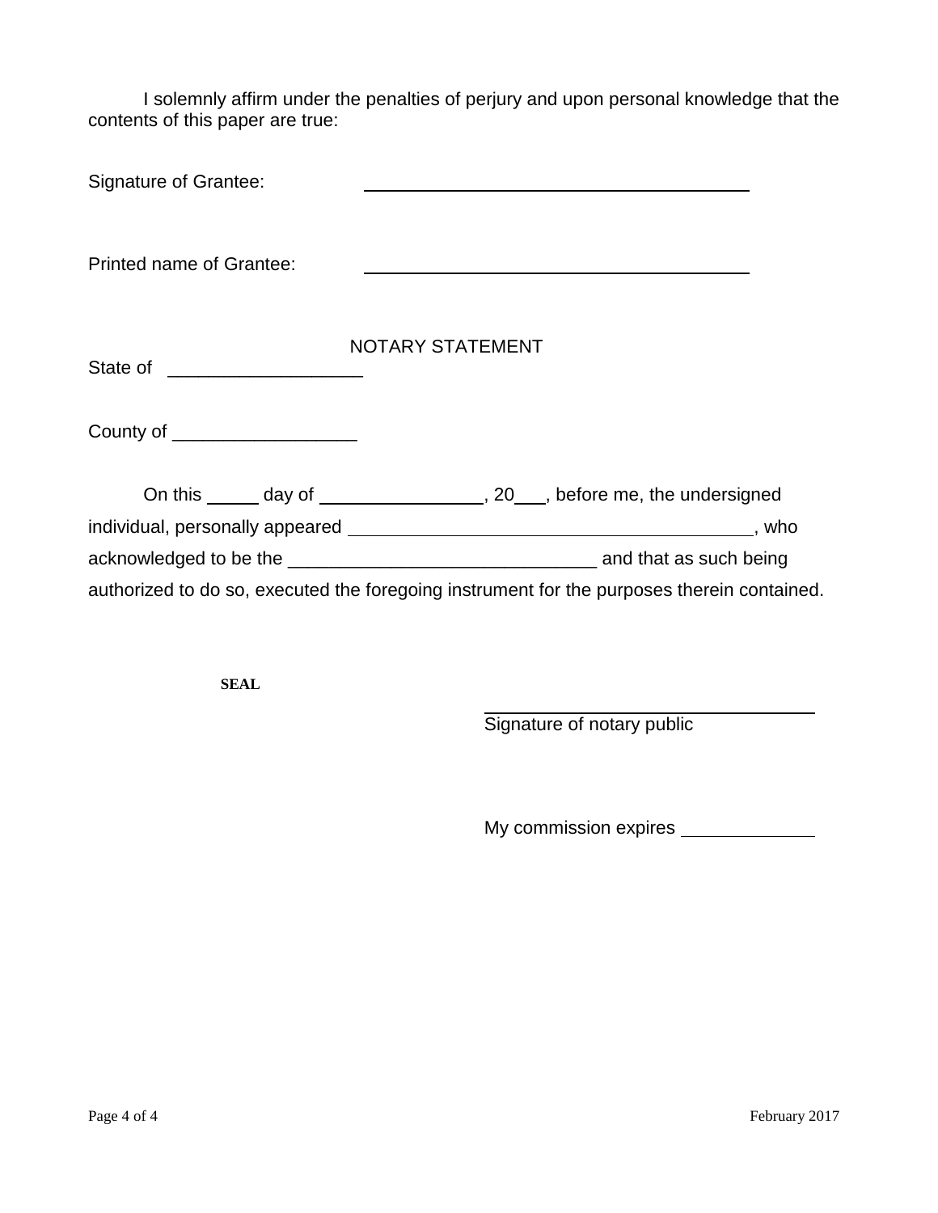I solemnly affirm under the penalties of perjury and upon personal knowledge that the contents of this paper are true:

Signature of Grantee: ________________________________________

Printed name of Grantee: ________________________________________

NOTARY STATEMENT

State of ___________________

County of __________________

On this _____ day of ________________, 20___, before me, the undersigned individual, personally appeared ________________________________________, who acknowledged to be the ______________________________ and that as such being authorized to do so, executed the foregoing instrument for the purposes therein contained.

**SEAL**

________________________________
Signature of notary public

My commission expires _____________

February 2017